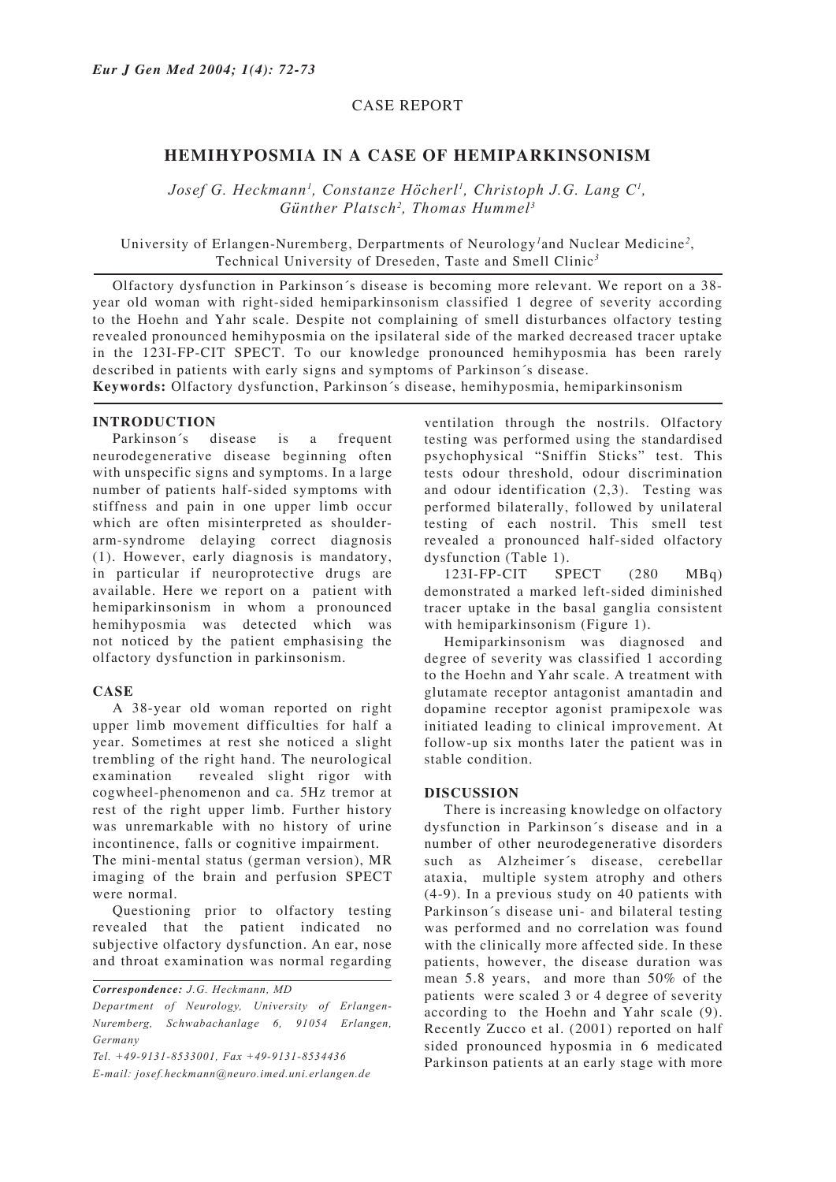CASE REPORT

# HEMIHYPOSMIA IN A CASE OF HEMIPARKINSONISM

*Josef G. Heckmann[1], Constanze Höcherl[1], Christoph J.G. Lang C[1], Günther Platsch[2], Thomas Hummel[3]*

University of Erlangen-Nuremberg, Derpartments of Neurology[1] and Nuclear Medicine[2], Technical University of Dreseden, Taste and Smell Clinic[3]

Olfactory dysfunction in Parkinson´s disease is becoming more relevant. We report on a 38-year old woman with right-sided hemiparkinsonism classified 1 degree of severity according to the Hoehn and Yahr scale. Despite not complaining of smell disturbances olfactory testing revealed pronounced hemihyposmia on the ipsilateral side of the marked decreased tracer uptake in the 123I-FP-CIT SPECT. To our knowledge pronounced hemihyposmia has been rarely described in patients with early signs and symptoms of Parkinson´s disease.

**Keywords:** Olfactory dysfunction, Parkinson´s disease, hemihyposmia, hemiparkinsonism

## INTRODUCTION

Parkinson´s disease is a frequent neurodegenerative disease beginning often with unspecific signs and symptoms. In a large number of patients half-sided symptoms with stiffness and pain in one upper limb occur which are often misinterpreted as shoulder-arm-syndrome delaying correct diagnosis (1). However, early diagnosis is mandatory, in particular if neuroprotective drugs are available. Here we report on a patient with hemiparkinsonism in whom a pronounced hemihyposmia was detected which was not noticed by the patient emphasising the olfactory dysfunction in parkinsonism.

## CASE

A 38-year old woman reported on right upper limb movement difficulties for half a year. Sometimes at rest she noticed a slight trembling of the right hand. The neurological examination revealed slight rigor with cogwheel-phenomenon and ca. 5Hz tremor at rest of the right upper limb. Further history was unremarkable with no history of urine incontinence, falls or cognitive impairment.

The mini-mental status (german version), MR imaging of the brain and perfusion SPECT were normal.

Questioning prior to olfactory testing revealed that the patient indicated no subjective olfactory dysfunction. An ear, nose and throat examination was normal regarding ventilation through the nostrils. Olfactory testing was performed using the standardised psychophysical "Sniffin Sticks" test. This tests odour threshold, odour discrimination and odour identification (2,3). Testing was performed bilaterally, followed by unilateral testing of each nostril. This smell test revealed a pronounced half-sided olfactory dysfunction (Table 1).

123I-FP-CIT SPECT (280 MBq) demonstrated a marked left-sided diminished tracer uptake in the basal ganglia consistent with hemiparkinsonism (Figure 1).

Hemiparkinsonism was diagnosed and degree of severity was classified 1 according to the Hoehn and Yahr scale. A treatment with glutamate receptor antagonist amantadin and dopamine receptor agonist pramipexole was initiated leading to clinical improvement. At follow-up six months later the patient was in stable condition.

## DISCUSSION

There is increasing knowledge on olfactory dysfunction in Parkinson´s disease and in a number of other neurodegenerative disorders such as Alzheimer´s disease, cerebellar ataxia, multiple system atrophy and others (4-9). In a previous study on 40 patients with Parkinson´s disease uni- and bilateral testing was performed and no correlation was found with the clinically more affected side. In these patients, however, the disease duration was mean 5.8 years, and more than 50% of the patients were scaled 3 or 4 degree of severity according to the Hoehn and Yahr scale (9). Recently Zucco et al. (2001) reported on half sided pronounced hyposmia in 6 medicated Parkinson patients at an early stage with more

***Correspondence:*** *J.G. Heckmann, MD*

*Department of Neurology, University of Erlangen-Nuremberg, Schwabachanlage 6, 91054 Erlangen, Germany*

*Tel. +49-9131-8533001, Fax +49-9131-8534436*

*E-mail: josef.heckmann@neuro.imed.uni.erlangen.de*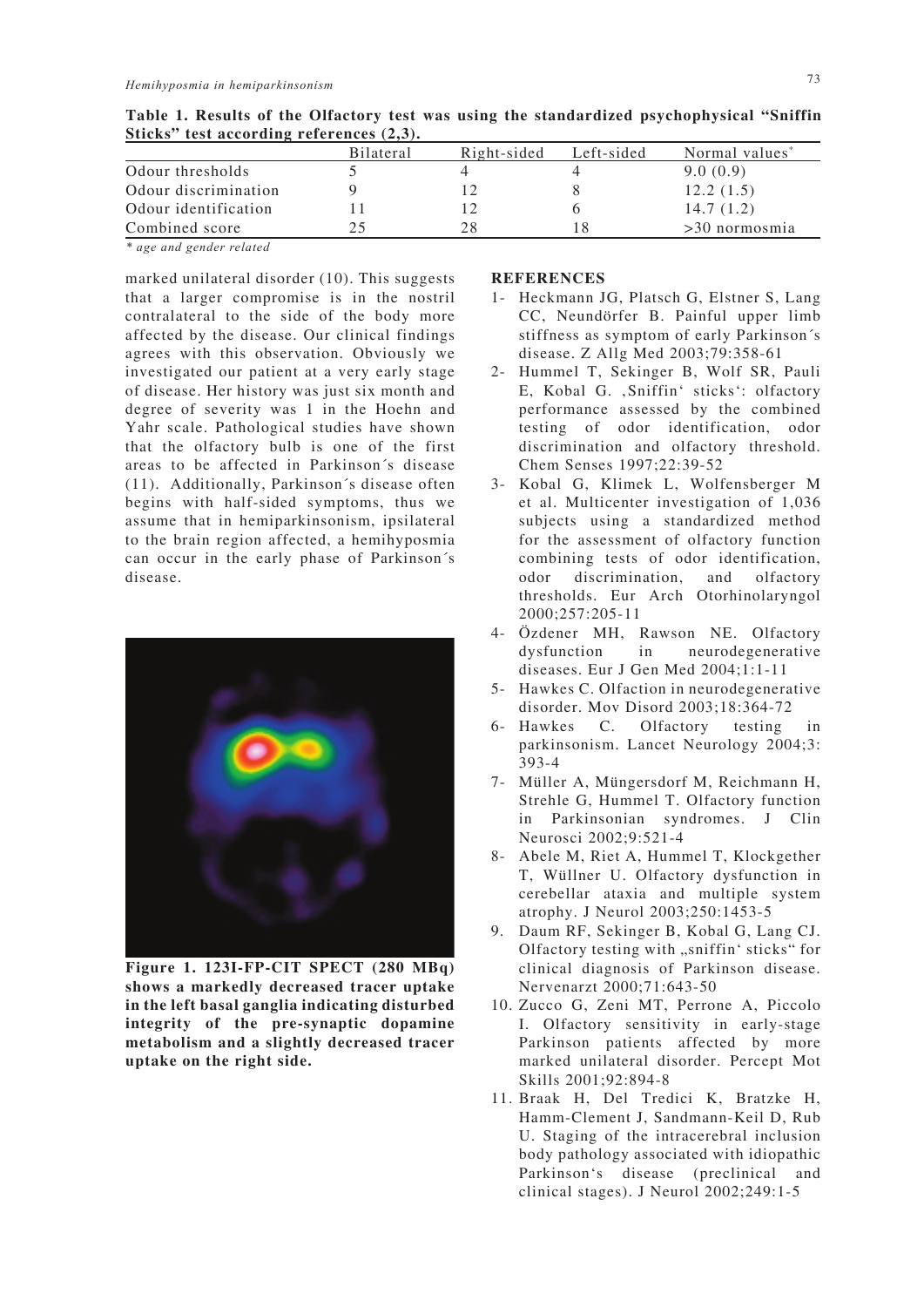**Table 1. Results of the Olfactory test was using the standardized psychophysical "Sniffin Sticks" test according references (2,3).**

| | Bilateral | Right-sided | Left-sided | Normal values* |
|---|---|---|---|---|
| Odour thresholds | 5 | 4 | 4 | 9.0 (0.9) |
| Odour discrimination | 9 | 12 | 8 | 12.2 (1.5) |
| Odour identification | 11 | 12 | 6 | 14.7 (1.2) |
| Combined score | 25 | 28 | 18 | >30 normosmia |

*\* age and gender related*

marked unilateral disorder (10). This suggests that a larger compromise is in the nostril contralateral to the side of the body more affected by the disease. Our clinical findings agrees with this observation. Obviously we investigated our patient at a very early stage of disease. Her history was just six month and degree of severity was 1 in the Hoehn and Yahr scale. Pathological studies have shown that the olfactory bulb is one of the first areas to be affected in Parkinson´s disease (11). Additionally, Parkinson´s disease often begins with half-sided symptoms, thus we assume that in hemiparkinsonism, ipsilateral to the brain region affected, a hemihyposmia can occur in the early phase of Parkinson´s disease.

**Figure 1. 123I-FP-CIT SPECT (280 MBq) shows a markedly decreased tracer uptake in the left basal ganglia indicating disturbed integrity of the pre-synaptic dopamine metabolism and a slightly decreased tracer uptake on the right side.**

## REFERENCES

1- Heckmann JG, Platsch G, Elstner S, Lang CC, Neundörfer B. Painful upper limb stiffness as symptom of early Parkinson´s disease. Z Allg Med 2003;79:358-61

2- Hummel T, Sekinger B, Wolf SR, Pauli E, Kobal G. ‚Sniffin' sticks': olfactory performance assessed by the combined testing of odor identification, odor discrimination and olfactory threshold. Chem Senses 1997;22:39-52

3- Kobal G, Klimek L, Wolfensberger M et al. Multicenter investigation of 1,036 subjects using a standardized method for the assessment of olfactory function combining tests of odor identification, odor discrimination, and olfactory thresholds. Eur Arch Otorhinolaryngol 2000;257:205-11

4- Özdener MH, Rawson NE. Olfactory dysfunction in neurodegenerative diseases. Eur J Gen Med 2004;1:1-11

5- Hawkes C. Olfaction in neurodegenerative disorder. Mov Disord 2003;18:364-72

6- Hawkes C. Olfactory testing in parkinsonism. Lancet Neurology 2004;3: 393-4

7- Müller A, Müngersdorf M, Reichmann H, Strehle G, Hummel T. Olfactory function in Parkinsonian syndromes. J Clin Neurosci 2002;9:521-4

8- Abele M, Riet A, Hummel T, Klockgether T, Wüllner U. Olfactory dysfunction in cerebellar ataxia and multiple system atrophy. J Neurol 2003;250:1453-5

9. Daum RF, Sekinger B, Kobal G, Lang CJ. Olfactory testing with „sniffin' sticks" for clinical diagnosis of Parkinson disease. Nervenarzt 2000;71:643-50

10. Zucco G, Zeni MT, Perrone A, Piccolo I. Olfactory sensitivity in early-stage Parkinson patients affected by more marked unilateral disorder. Percept Mot Skills 2001;92:894-8

11. Braak H, Del Tredici K, Bratzke H, Hamm-Clement J, Sandmann-Keil D, Rub U. Staging of the intracerebral inclusion body pathology associated with idiopathic Parkinson's disease (preclinical and clinical stages). J Neurol 2002;249:1-5